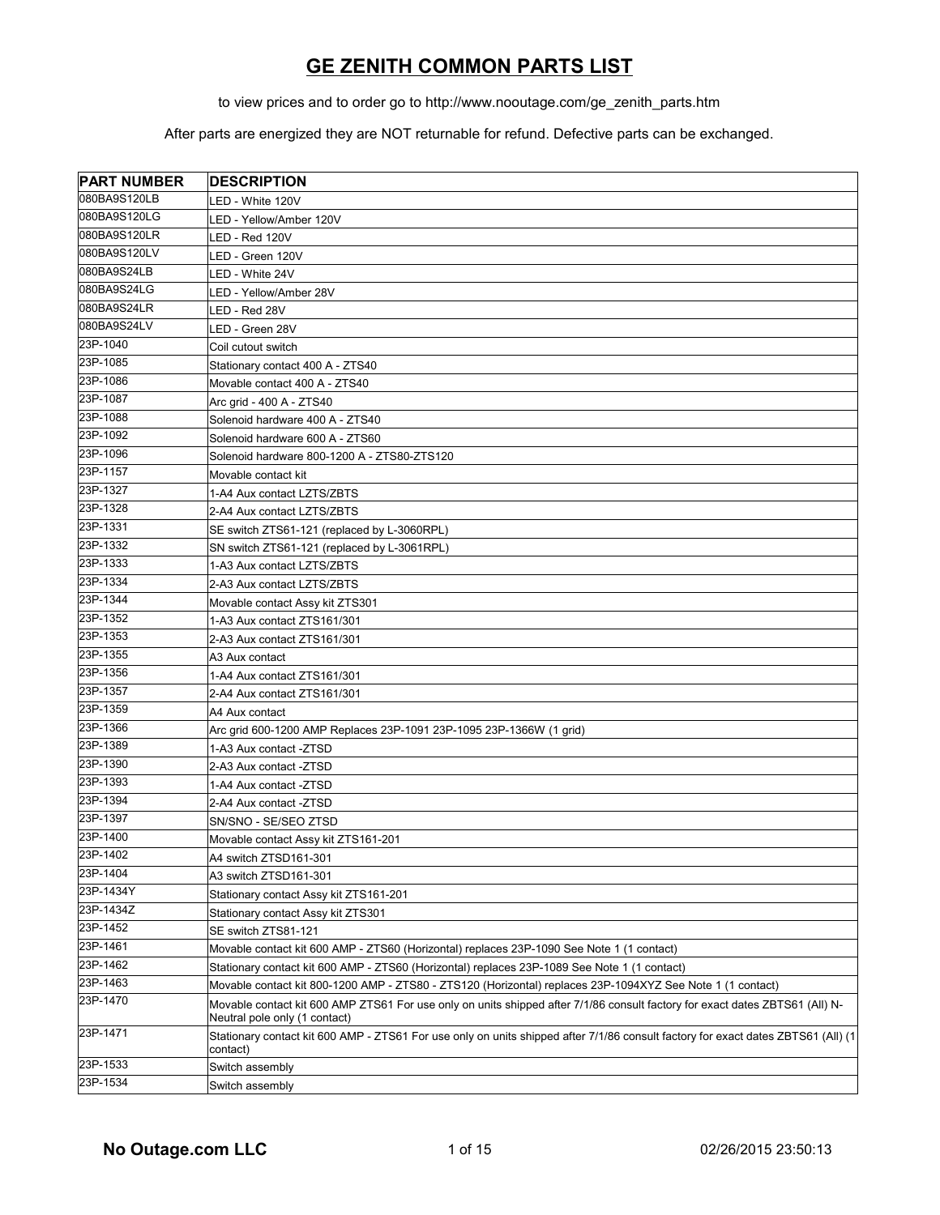# GE ZENITH COMMON PARTS LIST

to view prices and to order go to http://www.nooutage.com/ge_zenith_parts.htm

After parts are energized they are NOT returnable for refund. Defective parts can be exchanged.

| PART NUMBER | DESCRIPTION |
|---|---|
| 080BA9S120LB | LED - White 120V |
| 080BA9S120LG | LED - Yellow/Amber 120V |
| 080BA9S120LR | LED - Red 120V |
| 080BA9S120LV | LED - Green 120V |
| 080BA9S24LB | LED - White 24V |
| 080BA9S24LG | LED - Yellow/Amber 28V |
| 080BA9S24LR | LED - Red 28V |
| 080BA9S24LV | LED - Green 28V |
| 23P-1040 | Coil cutout switch |
| 23P-1085 | Stationary contact 400 A - ZTS40 |
| 23P-1086 | Movable contact 400 A - ZTS40 |
| 23P-1087 | Arc grid - 400 A - ZTS40 |
| 23P-1088 | Solenoid hardware 400 A - ZTS40 |
| 23P-1092 | Solenoid hardware 600 A - ZTS60 |
| 23P-1096 | Solenoid hardware 800-1200 A - ZTS80-ZTS120 |
| 23P-1157 | Movable contact kit |
| 23P-1327 | 1-A4 Aux contact LZTS/ZBTS |
| 23P-1328 | 2-A4 Aux contact LZTS/ZBTS |
| 23P-1331 | SE switch ZTS61-121 (replaced by L-3060RPL) |
| 23P-1332 | SN switch ZTS61-121 (replaced by L-3061RPL) |
| 23P-1333 | 1-A3 Aux contact LZTS/ZBTS |
| 23P-1334 | 2-A3 Aux contact LZTS/ZBTS |
| 23P-1344 | Movable contact Assy kit ZTS301 |
| 23P-1352 | 1-A3 Aux contact ZTS161/301 |
| 23P-1353 | 2-A3 Aux contact ZTS161/301 |
| 23P-1355 | A3 Aux contact |
| 23P-1356 | 1-A4 Aux contact ZTS161/301 |
| 23P-1357 | 2-A4 Aux contact ZTS161/301 |
| 23P-1359 | A4 Aux contact |
| 23P-1366 | Arc grid 600-1200 AMP Replaces 23P-1091 23P-1095 23P-1366W (1 grid) |
| 23P-1389 | 1-A3 Aux contact -ZTSD |
| 23P-1390 | 2-A3 Aux contact -ZTSD |
| 23P-1393 | 1-A4 Aux contact -ZTSD |
| 23P-1394 | 2-A4 Aux contact -ZTSD |
| 23P-1397 | SN/SNO - SE/SEO ZTSD |
| 23P-1400 | Movable contact Assy kit ZTS161-201 |
| 23P-1402 | A4 switch ZTSD161-301 |
| 23P-1404 | A3 switch ZTSD161-301 |
| 23P-1434Y | Stationary contact Assy kit ZTS161-201 |
| 23P-1434Z | Stationary contact Assy kit ZTS301 |
| 23P-1452 | SE switch ZTS81-121 |
| 23P-1461 | Movable contact kit 600 AMP - ZTS60 (Horizontal) replaces 23P-1090 See Note 1 (1 contact) |
| 23P-1462 | Stationary contact kit 600 AMP - ZTS60 (Horizontal) replaces 23P-1089 See Note 1 (1 contact) |
| 23P-1463 | Movable contact kit 800-1200 AMP - ZTS80 - ZTS120 (Horizontal) replaces 23P-1094XYZ See Note 1 (1 contact) |
| 23P-1470 | Movable contact kit 600 AMP ZTS61 For use only on units shipped after 7/1/86 consult factory for exact dates ZBTS61 (All) N-Neutral pole only (1 contact) |
| 23P-1471 | Stationary contact kit 600 AMP - ZTS61 For use only on units shipped after 7/1/86 consult factory for exact dates ZBTS61 (All) (1 contact) |
| 23P-1533 | Switch assembly |
| 23P-1534 | Switch assembly |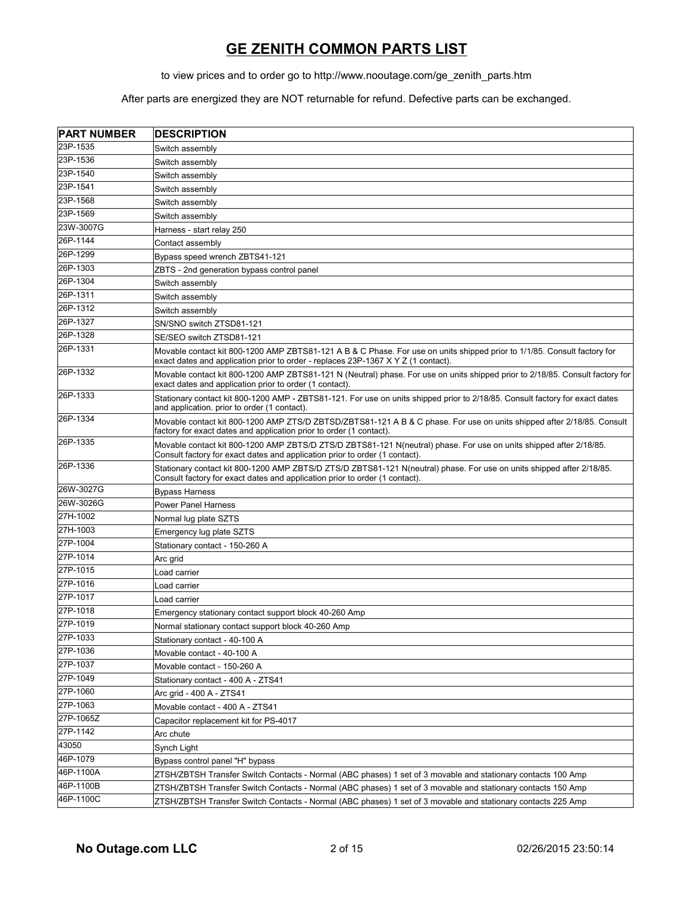# GE ZENITH COMMON PARTS LIST

to view prices and to order go to http://www.nooutage.com/ge_zenith_parts.htm

After parts are energized they are NOT returnable for refund. Defective parts can be exchanged.

| PART NUMBER | DESCRIPTION |
|---|---|
| 23P-1535 | Switch assembly |
| 23P-1536 | Switch assembly |
| 23P-1540 | Switch assembly |
| 23P-1541 | Switch assembly |
| 23P-1568 | Switch assembly |
| 23P-1569 | Switch assembly |
| 23W-3007G | Harness - start relay 250 |
| 26P-1144 | Contact assembly |
| 26P-1299 | Bypass speed wrench ZBTS41-121 |
| 26P-1303 | ZBTS - 2nd generation bypass control panel |
| 26P-1304 | Switch assembly |
| 26P-1311 | Switch assembly |
| 26P-1312 | Switch assembly |
| 26P-1327 | SN/SNO switch ZTSD81-121 |
| 26P-1328 | SE/SEO switch ZTSD81-121 |
| 26P-1331 | Movable contact kit 800-1200 AMP ZBTS81-121 A B & C Phase. For use on units shipped prior to 1/1/85. Consult factory for exact dates and application prior to order - replaces 23P-1367 X Y Z (1 contact). |
| 26P-1332 | Movable contact kit 800-1200 AMP ZBTS81-121 N (Neutral) phase. For use on units shipped prior to 2/18/85. Consult factory for exact dates and application prior to order (1 contact). |
| 26P-1333 | Stationary contact kit 800-1200 AMP - ZBTS81-121. For use on units shipped prior to 2/18/85. Consult factory for exact dates and application. prior to order (1 contact). |
| 26P-1334 | Movable contact kit 800-1200 AMP ZTS/D ZBTSD/ZBTS81-121 A B & C phase. For use on units shipped after 2/18/85. Consult factory for exact dates and application prior to order (1 contact). |
| 26P-1335 | Movable contact kit 800-1200 AMP ZBTS/D ZTS/D ZBTS81-121 N(neutral) phase. For use on units shipped after 2/18/85. Consult factory for exact dates and application prior to order (1 contact). |
| 26P-1336 | Stationary contact kit 800-1200 AMP ZBTS/D ZTS/D ZBTS81-121 N(neutral) phase. For use on units shipped after 2/18/85. Consult factory for exact dates and application prior to order (1 contact). |
| 26W-3027G | Bypass Harness |
| 26W-3026G | Power Panel Harness |
| 27H-1002 | Normal lug plate SZTS |
| 27H-1003 | Emergency lug plate SZTS |
| 27P-1004 | Stationary contact - 150-260 A |
| 27P-1014 | Arc grid |
| 27P-1015 | Load carrier |
| 27P-1016 | Load carrier |
| 27P-1017 | Load carrier |
| 27P-1018 | Emergency stationary contact support block 40-260 Amp |
| 27P-1019 | Normal stationary contact support block 40-260 Amp |
| 27P-1033 | Stationary contact - 40-100 A |
| 27P-1036 | Movable contact - 40-100 A |
| 27P-1037 | Movable contact - 150-260 A |
| 27P-1049 | Stationary contact - 400 A - ZTS41 |
| 27P-1060 | Arc grid - 400 A - ZTS41 |
| 27P-1063 | Movable contact - 400 A - ZTS41 |
| 27P-1065Z | Capacitor replacement kit for PS-4017 |
| 27P-1142 | Arc chute |
| 43050 | Synch Light |
| 46P-1079 | Bypass control panel "H" bypass |
| 46P-1100A | ZTSH/ZBTSH Transfer Switch Contacts - Normal (ABC phases) 1 set of 3 movable and stationary contacts 100 Amp |
| 46P-1100B | ZTSH/ZBTSH Transfer Switch Contacts - Normal (ABC phases) 1 set of 3 movable and stationary contacts 150 Amp |
| 46P-1100C | ZTSH/ZBTSH Transfer Switch Contacts - Normal (ABC phases) 1 set of 3 movable and stationary contacts 225 Amp |

No Outage.com LLC 02/26/2015 23:50:14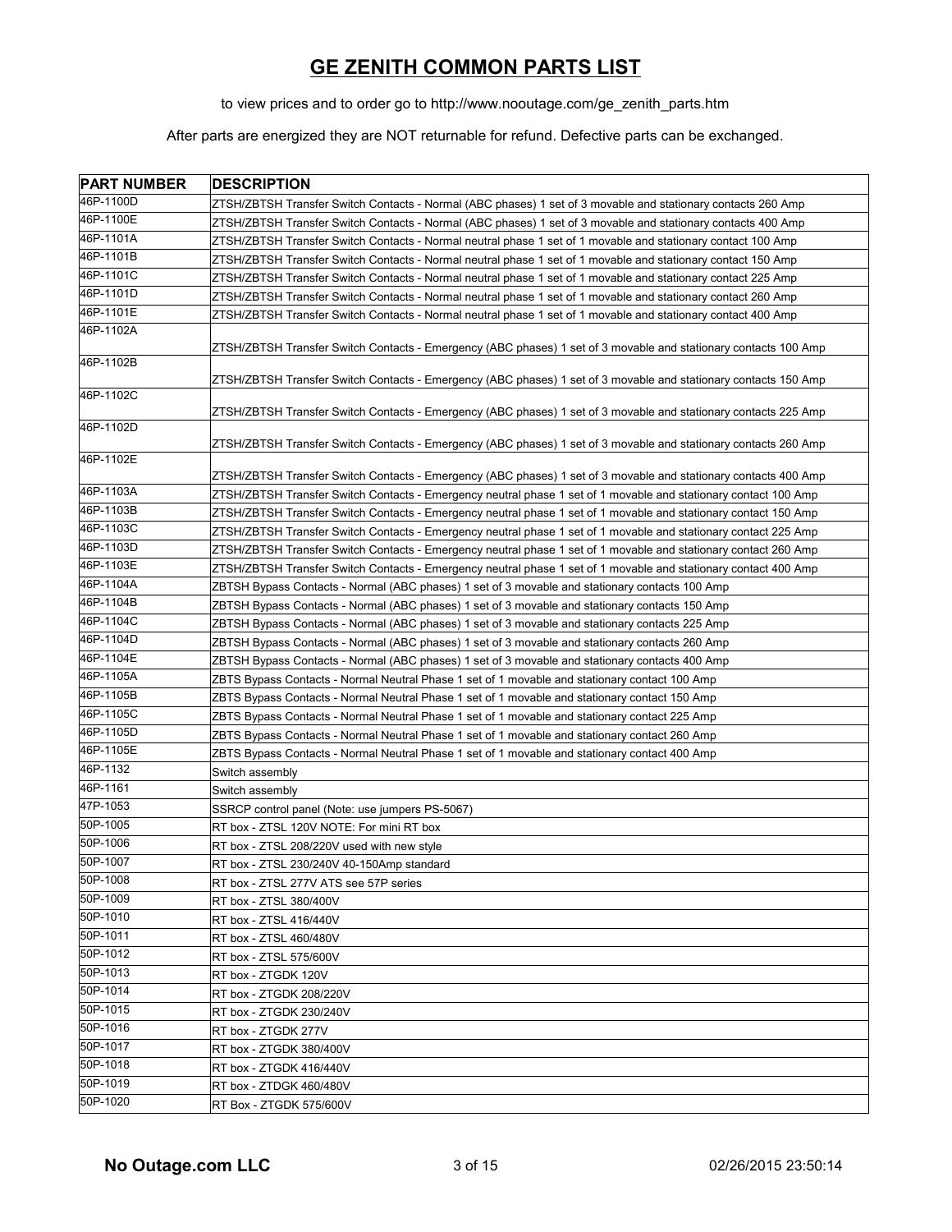# GE ZENITH COMMON PARTS LIST

to view prices and to order go to http://www.nooutage.com/ge_zenith_parts.htm

After parts are energized they are NOT returnable for refund. Defective parts can be exchanged.

| PART NUMBER | DESCRIPTION |
|---|---|
| 46P-1100D | ZTSH/ZBTSH Transfer Switch Contacts - Normal (ABC phases) 1 set of 3 movable and stationary contacts 260 Amp |
| 46P-1100E | ZTSH/ZBTSH Transfer Switch Contacts - Normal (ABC phases) 1 set of 3 movable and stationary contacts 400 Amp |
| 46P-1101A | ZTSH/ZBTSH Transfer Switch Contacts - Normal neutral phase 1 set of 1 movable and stationary contact 100 Amp |
| 46P-1101B | ZTSH/ZBTSH Transfer Switch Contacts - Normal neutral phase 1 set of 1 movable and stationary contact 150 Amp |
| 46P-1101C | ZTSH/ZBTSH Transfer Switch Contacts - Normal neutral phase 1 set of 1 movable and stationary contact 225 Amp |
| 46P-1101D | ZTSH/ZBTSH Transfer Switch Contacts - Normal neutral phase 1 set of 1 movable and stationary contact 260 Amp |
| 46P-1101E | ZTSH/ZBTSH Transfer Switch Contacts - Normal neutral phase 1 set of 1 movable and stationary contact 400 Amp |
| 46P-1102A | ZTSH/ZBTSH Transfer Switch Contacts - Emergency (ABC phases) 1 set of 3 movable and stationary contacts 100 Amp |
| 46P-1102B | ZTSH/ZBTSH Transfer Switch Contacts - Emergency (ABC phases) 1 set of 3 movable and stationary contacts 150 Amp |
| 46P-1102C | ZTSH/ZBTSH Transfer Switch Contacts - Emergency (ABC phases) 1 set of 3 movable and stationary contacts 225 Amp |
| 46P-1102D | ZTSH/ZBTSH Transfer Switch Contacts - Emergency (ABC phases) 1 set of 3 movable and stationary contacts 260 Amp |
| 46P-1102E | ZTSH/ZBTSH Transfer Switch Contacts - Emergency (ABC phases) 1 set of 3 movable and stationary contacts 400 Amp |
| 46P-1103A | ZTSH/ZBTSH Transfer Switch Contacts - Emergency neutral phase 1 set of 1 movable and stationary contact 100 Amp |
| 46P-1103B | ZTSH/ZBTSH Transfer Switch Contacts - Emergency neutral phase 1 set of 1 movable and stationary contact 150 Amp |
| 46P-1103C | ZTSH/ZBTSH Transfer Switch Contacts - Emergency neutral phase 1 set of 1 movable and stationary contact 225 Amp |
| 46P-1103D | ZTSH/ZBTSH Transfer Switch Contacts - Emergency neutral phase 1 set of 1 movable and stationary contact 260 Amp |
| 46P-1103E | ZTSH/ZBTSH Transfer Switch Contacts - Emergency neutral phase 1 set of 1 movable and stationary contact 400 Amp |
| 46P-1104A | ZBTSH Bypass Contacts - Normal (ABC phases) 1 set of 3 movable and stationary contacts 100 Amp |
| 46P-1104B | ZBTSH Bypass Contacts - Normal (ABC phases) 1 set of 3 movable and stationary contacts 150 Amp |
| 46P-1104C | ZBTSH Bypass Contacts - Normal (ABC phases) 1 set of 3 movable and stationary contacts 225 Amp |
| 46P-1104D | ZBTSH Bypass Contacts - Normal (ABC phases) 1 set of 3 movable and stationary contacts 260 Amp |
| 46P-1104E | ZBTSH Bypass Contacts - Normal (ABC phases) 1 set of 3 movable and stationary contacts 400 Amp |
| 46P-1105A | ZBTS Bypass Contacts - Normal Neutral Phase 1 set of 1 movable and stationary contact 100 Amp |
| 46P-1105B | ZBTS Bypass Contacts - Normal Neutral Phase 1 set of 1 movable and stationary contact 150 Amp |
| 46P-1105C | ZBTS Bypass Contacts - Normal Neutral Phase 1 set of 1 movable and stationary contact 225 Amp |
| 46P-1105D | ZBTS Bypass Contacts - Normal Neutral Phase 1 set of 1 movable and stationary contact 260 Amp |
| 46P-1105E | ZBTS Bypass Contacts - Normal Neutral Phase 1 set of 1 movable and stationary contact 400 Amp |
| 46P-1132 | Switch assembly |
| 46P-1161 | Switch assembly |
| 47P-1053 | SSRCP control panel (Note: use jumpers PS-5067) |
| 50P-1005 | RT box - ZTSL 120V NOTE: For mini RT box |
| 50P-1006 | RT box - ZTSL 208/220V used with new style |
| 50P-1007 | RT box - ZTSL 230/240V 40-150Amp standard |
| 50P-1008 | RT box - ZTSL 277V ATS see 57P series |
| 50P-1009 | RT box - ZTSL 380/400V |
| 50P-1010 | RT box - ZTSL 416/440V |
| 50P-1011 | RT box - ZTSL 460/480V |
| 50P-1012 | RT box - ZTSL 575/600V |
| 50P-1013 | RT box - ZTGDK 120V |
| 50P-1014 | RT box - ZTGDK 208/220V |
| 50P-1015 | RT box - ZTGDK 230/240V |
| 50P-1016 | RT box - ZTGDK 277V |
| 50P-1017 | RT box - ZTGDK 380/400V |
| 50P-1018 | RT box - ZTGDK 416/440V |
| 50P-1019 | RT box - ZTDGK 460/480V |
| 50P-1020 | RT Box - ZTGDK 575/600V |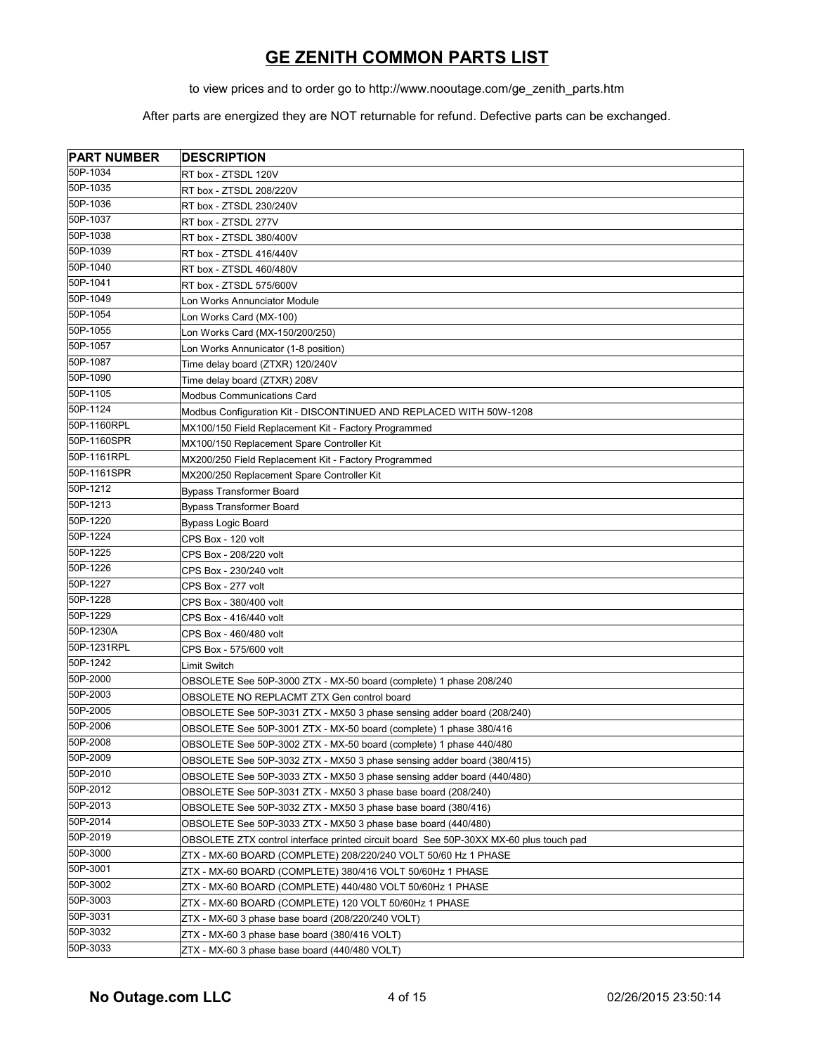# GE ZENITH COMMON PARTS LIST

to view prices and to order go to http://www.nooutage.com/ge_zenith_parts.htm

After parts are energized they are NOT returnable for refund. Defective parts can be exchanged.

| PART NUMBER | DESCRIPTION |
|---|---|
| 50P-1034 | RT box - ZTSDL 120V |
| 50P-1035 | RT box - ZTSDL 208/220V |
| 50P-1036 | RT box - ZTSDL 230/240V |
| 50P-1037 | RT box - ZTSDL 277V |
| 50P-1038 | RT box - ZTSDL 380/400V |
| 50P-1039 | RT box - ZTSDL 416/440V |
| 50P-1040 | RT box - ZTSDL 460/480V |
| 50P-1041 | RT box - ZTSDL 575/600V |
| 50P-1049 | Lon Works Annunciator Module |
| 50P-1054 | Lon Works Card (MX-100) |
| 50P-1055 | Lon Works Card (MX-150/200/250) |
| 50P-1057 | Lon Works Annunicator (1-8 position) |
| 50P-1087 | Time delay board (ZTXR) 120/240V |
| 50P-1090 | Time delay board (ZTXR) 208V |
| 50P-1105 | Modbus Communications Card |
| 50P-1124 | Modbus Configuration Kit - DISCONTINUED AND REPLACED WITH 50W-1208 |
| 50P-1160RPL | MX100/150 Field Replacement Kit - Factory Programmed |
| 50P-1160SPR | MX100/150 Replacement Spare Controller Kit |
| 50P-1161RPL | MX200/250 Field Replacement Kit - Factory Programmed |
| 50P-1161SPR | MX200/250 Replacement Spare Controller Kit |
| 50P-1212 | Bypass Transformer Board |
| 50P-1213 | Bypass Transformer Board |
| 50P-1220 | Bypass Logic Board |
| 50P-1224 | CPS Box - 120 volt |
| 50P-1225 | CPS Box - 208/220 volt |
| 50P-1226 | CPS Box - 230/240 volt |
| 50P-1227 | CPS Box - 277 volt |
| 50P-1228 | CPS Box - 380/400 volt |
| 50P-1229 | CPS Box - 416/440 volt |
| 50P-1230A | CPS Box - 460/480 volt |
| 50P-1231RPL | CPS Box - 575/600 volt |
| 50P-1242 | Limit Switch |
| 50P-2000 | OBSOLETE See 50P-3000 ZTX - MX-50 board (complete) 1 phase 208/240 |
| 50P-2003 | OBSOLETE NO REPLACMT ZTX Gen control board |
| 50P-2005 | OBSOLETE See 50P-3031 ZTX - MX50 3 phase sensing adder board (208/240) |
| 50P-2006 | OBSOLETE See 50P-3001 ZTX - MX-50 board (complete) 1 phase 380/416 |
| 50P-2008 | OBSOLETE See 50P-3002 ZTX - MX-50 board (complete) 1 phase 440/480 |
| 50P-2009 | OBSOLETE See 50P-3032 ZTX - MX50 3 phase sensing adder board (380/415) |
| 50P-2010 | OBSOLETE See 50P-3033 ZTX - MX50 3 phase sensing adder board (440/480) |
| 50P-2012 | OBSOLETE See 50P-3031 ZTX - MX50 3 phase base board (208/240) |
| 50P-2013 | OBSOLETE See 50P-3032 ZTX - MX50 3 phase base board (380/416) |
| 50P-2014 | OBSOLETE See 50P-3033 ZTX - MX50 3 phase base board (440/480) |
| 50P-2019 | OBSOLETE ZTX control interface printed circuit board See 50P-30XX MX-60 plus touch pad |
| 50P-3000 | ZTX - MX-60 BOARD (COMPLETE) 208/220/240 VOLT 50/60 Hz 1 PHASE |
| 50P-3001 | ZTX - MX-60 BOARD (COMPLETE) 380/416 VOLT 50/60Hz 1 PHASE |
| 50P-3002 | ZTX - MX-60 BOARD (COMPLETE) 440/480 VOLT 50/60Hz 1 PHASE |
| 50P-3003 | ZTX - MX-60 BOARD (COMPLETE) 120 VOLT 50/60Hz 1 PHASE |
| 50P-3031 | ZTX - MX-60 3 phase base board (208/220/240 VOLT) |
| 50P-3032 | ZTX - MX-60 3 phase base board (380/416 VOLT) |
| 50P-3033 | ZTX - MX-60 3 phase base board (440/480 VOLT) |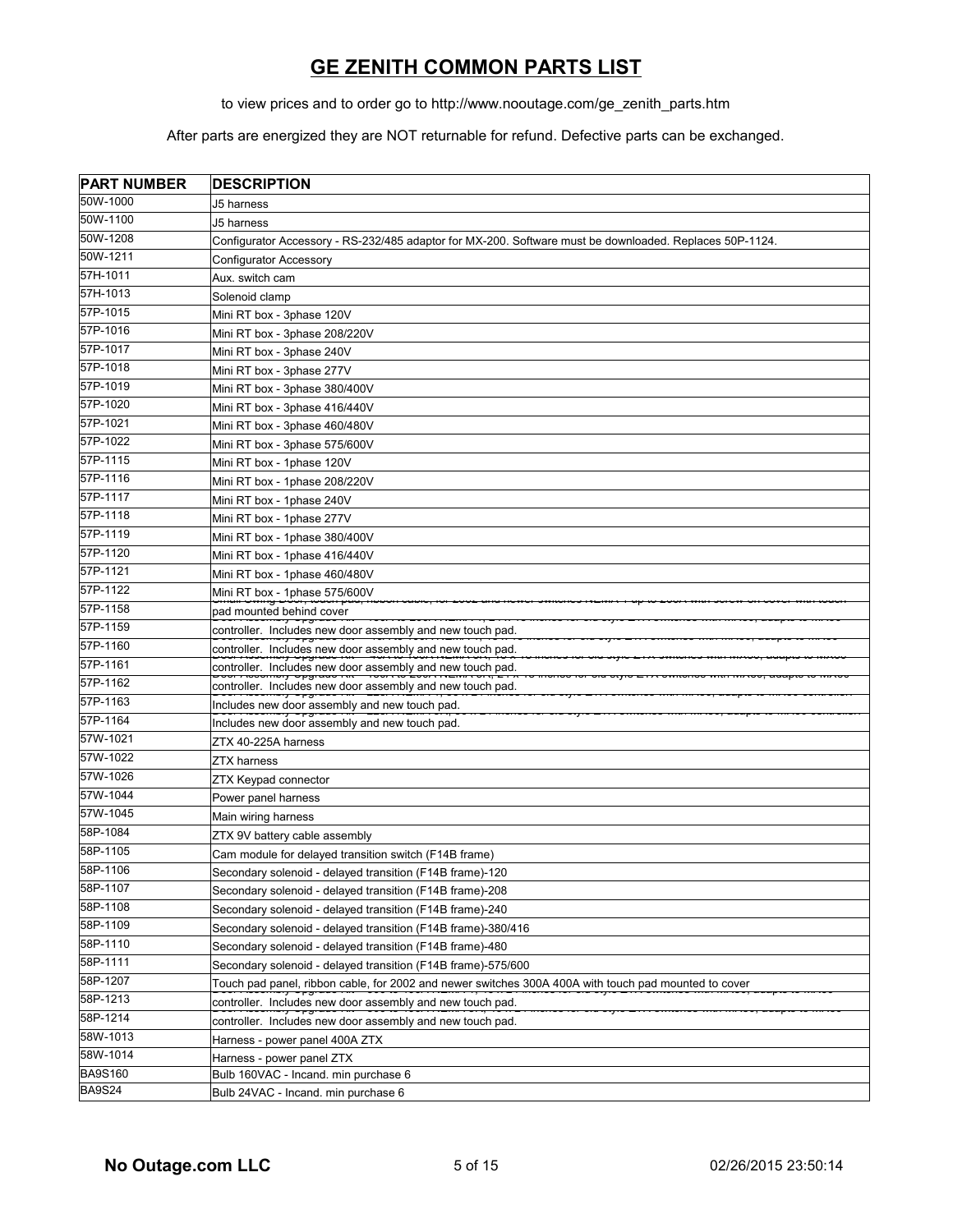# GE ZENITH COMMON PARTS LIST

to view prices and to order go to http://www.nooutage.com/ge_zenith_parts.htm

After parts are energized they are NOT returnable for refund. Defective parts can be exchanged.

| PART NUMBER | DESCRIPTION |
|---|---|
| 50W-1000 | J5 harness |
| 50W-1100 | J5 harness |
| 50W-1208 | Configurator Accessory - RS-232/485 adaptor for MX-200. Software must be downloaded. Replaces 50P-1124. |
| 50W-1211 | Configurator Accessory |
| 57H-1011 | Aux. switch cam |
| 57H-1013 | Solenoid clamp |
| 57P-1015 | Mini RT box - 3phase 120V |
| 57P-1016 | Mini RT box - 3phase 208/220V |
| 57P-1017 | Mini RT box - 3phase 240V |
| 57P-1018 | Mini RT box - 3phase 277V |
| 57P-1019 | Mini RT box - 3phase 380/400V |
| 57P-1020 | Mini RT box - 3phase 416/440V |
| 57P-1021 | Mini RT box - 3phase 460/480V |
| 57P-1022 | Mini RT box - 3phase 575/600V |
| 57P-1115 | Mini RT box - 1phase 120V |
| 57P-1116 | Mini RT box - 1phase 208/220V |
| 57P-1117 | Mini RT box - 1phase 240V |
| 57P-1118 | Mini RT box - 1phase 277V |
| 57P-1119 | Mini RT box - 1phase 380/400V |
| 57P-1120 | Mini RT box - 1phase 416/440V |
| 57P-1121 | Mini RT box - 1phase 460/480V |
| 57P-1122 | Mini RT box - 1phase 575/600V |
| 57P-1158 | pad mounted behind cover |
| 57P-1159 | controller. Includes new door assembly and new touch pad. |
| 57P-1160 | controller. Includes new door assembly and new touch pad. |
| 57P-1161 | controller. Includes new door assembly and new touch pad. |
| 57P-1162 | controller. Includes new door assembly and new touch pad. |
| 57P-1163 | Includes new door assembly and new touch pad. |
| 57P-1164 | Includes new door assembly and new touch pad. |
| 57W-1021 | ZTX 40-225A harness |
| 57W-1022 | ZTX harness |
| 57W-1026 | ZTX Keypad connector |
| 57W-1044 | Power panel harness |
| 57W-1045 | Main wiring harness |
| 58P-1084 | ZTX 9V battery cable assembly |
| 58P-1105 | Cam module for delayed transition switch (F14B frame) |
| 58P-1106 | Secondary solenoid - delayed transition (F14B frame)-120 |
| 58P-1107 | Secondary solenoid - delayed transition (F14B frame)-208 |
| 58P-1108 | Secondary solenoid - delayed transition (F14B frame)-240 |
| 58P-1109 | Secondary solenoid - delayed transition (F14B frame)-380/416 |
| 58P-1110 | Secondary solenoid - delayed transition (F14B frame)-480 |
| 58P-1111 | Secondary solenoid - delayed transition (F14B frame)-575/600 |
| 58P-1207 | Touch pad panel, ribbon cable, for 2002 and newer switches 300A 400A with touch pad mounted to cover |
| 58P-1213 | controller. Includes new door assembly and new touch pad. |
| 58P-1214 | controller. Includes new door assembly and new touch pad. |
| 58W-1013 | Harness - power panel 400A ZTX |
| 58W-1014 | Harness - power panel ZTX |
| BA9S160 | Bulb 160VAC - Incand. min purchase 6 |
| BA9S24 | Bulb 24VAC - Incand. min purchase 6 |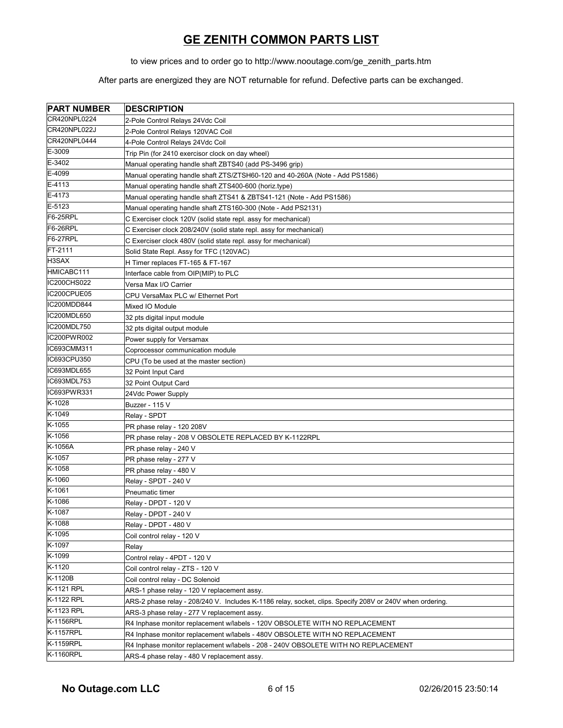# GE ZENITH COMMON PARTS LIST

to view prices and to order go to http://www.nooutage.com/ge_zenith_parts.htm

After parts are energized they are NOT returnable for refund. Defective parts can be exchanged.

| PART NUMBER | DESCRIPTION |
|---|---|
| CR420NPL0224 | 2-Pole Control Relays 24Vdc Coil |
| CR420NPL022J | 2-Pole Control Relays 120VAC Coil |
| CR420NPL0444 | 4-Pole Control Relays 24Vdc Coil |
| E-3009 | Trip Pin (for 2410 exercisor clock on day wheel) |
| E-3402 | Manual operating handle shaft ZBTS40 (add PS-3496 grip) |
| E-4099 | Manual operating handle shaft ZTS/ZTSH60-120 and 40-260A (Note - Add PS1586) |
| E-4113 | Manual operating handle shaft ZTS400-600 (horiz.type) |
| E-4173 | Manual operating handle shaft ZTS41 & ZBTS41-121 (Note - Add PS1586) |
| E-5123 | Manual operating handle shaft ZTS160-300 (Note - Add PS2131) |
| F6-25RPL | C Exerciser clock 120V (solid state repl. assy for mechanical) |
| F6-26RPL | C Exerciser clock 208/240V (solid state repl. assy for mechanical) |
| F6-27RPL | C Exerciser clock 480V (solid state repl. assy for mechanical) |
| FT-2111 | Solid State Repl. Assy for TFC (120VAC) |
| H3SAX | H Timer replaces FT-165 & FT-167 |
| HMICABC111 | Interface cable from OIP(MIP) to PLC |
| IC200CHS022 | Versa Max I/O Carrier |
| IC200CPUE05 | CPU VersaMax PLC w/ Ethernet Port |
| IC200MDD844 | Mixed IO Module |
| IC200MDL650 | 32 pts digital input module |
| IC200MDL750 | 32 pts digital output module |
| IC200PWR002 | Power supply for Versamax |
| IC693CMM311 | Coprocessor communication module |
| IC693CPU350 | CPU (To be used at the master section) |
| IC693MDL655 | 32 Point Input Card |
| IC693MDL753 | 32 Point Output Card |
| IC693PWR331 | 24Vdc Power Supply |
| K-1028 | Buzzer - 115 V |
| K-1049 | Relay - SPDT |
| K-1055 | PR phase relay - 120 208V |
| K-1056 | PR phase relay - 208 V OBSOLETE REPLACED BY K-1122RPL |
| K-1056A | PR phase relay - 240 V |
| K-1057 | PR phase relay - 277 V |
| K-1058 | PR phase relay - 480 V |
| K-1060 | Relay - SPDT - 240 V |
| K-1061 | Pneumatic timer |
| K-1086 | Relay - DPDT - 120 V |
| K-1087 | Relay - DPDT - 240 V |
| K-1088 | Relay - DPDT - 480 V |
| K-1095 | Coil control relay - 120 V |
| K-1097 | Relay |
| K-1099 | Control relay - 4PDT - 120 V |
| K-1120 | Coil control relay - ZTS - 120 V |
| K-1120B | Coil control relay - DC Solenoid |
| K-1121 RPL | ARS-1 phase relay - 120 V replacement assy. |
| K-1122 RPL | ARS-2 phase relay - 208/240 V. Includes K-1186 relay, socket, clips. Specify 208V or 240V when ordering. |
| K-1123 RPL | ARS-3 phase relay - 277 V replacement assy. |
| K-1156RPL | R4 Inphase monitor replacement w/labels - 120V OBSOLETE WITH NO REPLACEMENT |
| K-1157RPL | R4 Inphase monitor replacement w/labels - 480V OBSOLETE WITH NO REPLACEMENT |
| K-1159RPL | R4 Inphase monitor replacement w/labels - 208 - 240V OBSOLETE WITH NO REPLACEMENT |
| K-1160RPL | ARS-4 phase relay - 480 V replacement assy. |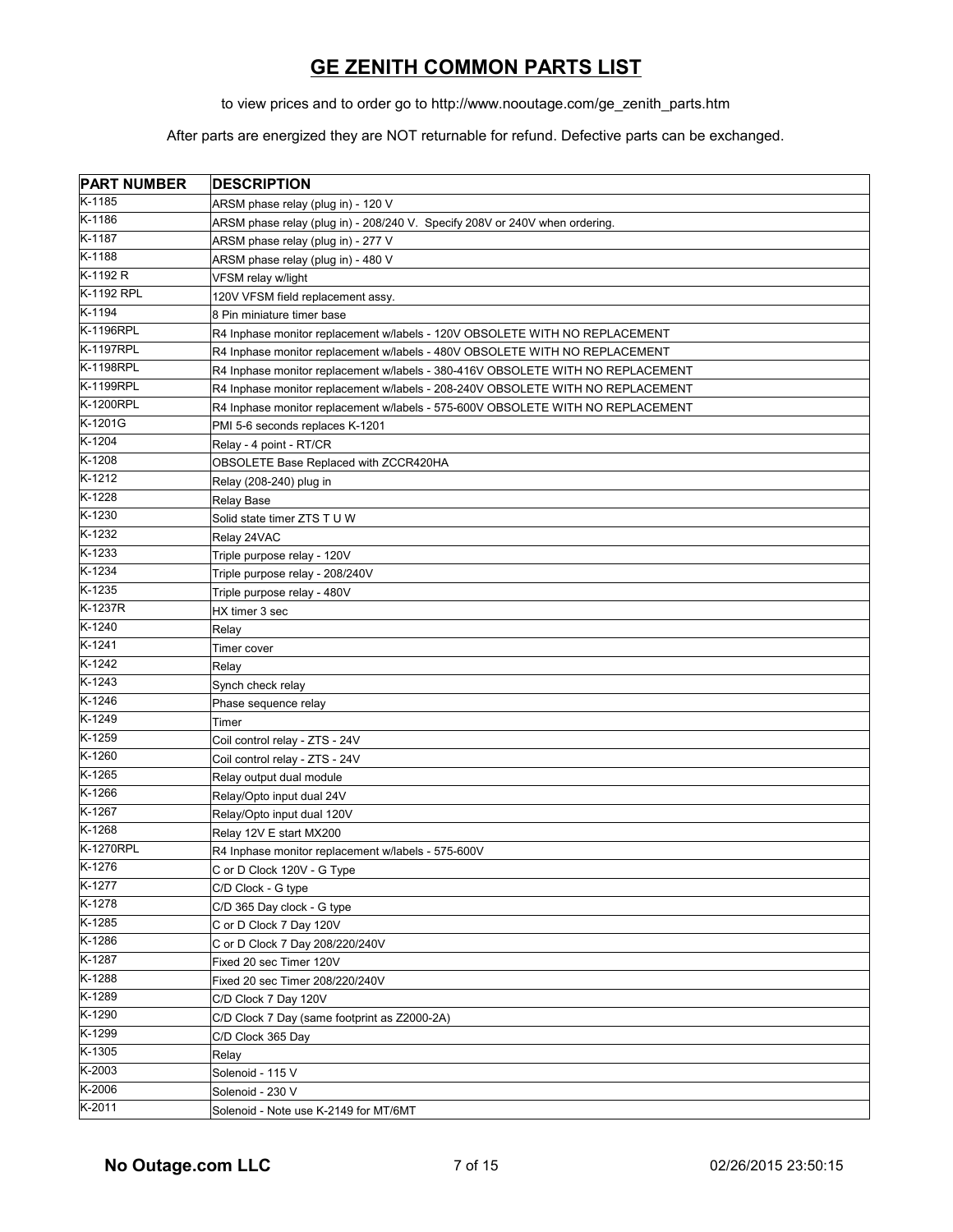# GE ZENITH COMMON PARTS LIST

to view prices and to order go to http://www.nooutage.com/ge_zenith_parts.htm

After parts are energized they are NOT returnable for refund. Defective parts can be exchanged.

| PART NUMBER | DESCRIPTION |
|---|---|
| K-1185 | ARSM phase relay (plug in) - 120 V |
| K-1186 | ARSM phase relay (plug in) - 208/240 V. Specify 208V or 240V when ordering. |
| K-1187 | ARSM phase relay (plug in) - 277 V |
| K-1188 | ARSM phase relay (plug in) - 480 V |
| K-1192 R | VFSM relay w/light |
| K-1192 RPL | 120V VFSM field replacement assy. |
| K-1194 | 8 Pin miniature timer base |
| K-1196RPL | R4 Inphase monitor replacement w/labels - 120V OBSOLETE WITH NO REPLACEMENT |
| K-1197RPL | R4 Inphase monitor replacement w/labels - 480V OBSOLETE WITH NO REPLACEMENT |
| K-1198RPL | R4 Inphase monitor replacement w/labels - 380-416V OBSOLETE WITH NO REPLACEMENT |
| K-1199RPL | R4 Inphase monitor replacement w/labels - 208-240V OBSOLETE WITH NO REPLACEMENT |
| K-1200RPL | R4 Inphase monitor replacement w/labels - 575-600V OBSOLETE WITH NO REPLACEMENT |
| K-1201G | PMI 5-6 seconds replaces K-1201 |
| K-1204 | Relay - 4 point - RT/CR |
| K-1208 | OBSOLETE Base Replaced with ZCCR420HA |
| K-1212 | Relay (208-240) plug in |
| K-1228 | Relay Base |
| K-1230 | Solid state timer ZTS T U W |
| K-1232 | Relay 24VAC |
| K-1233 | Triple purpose relay - 120V |
| K-1234 | Triple purpose relay - 208/240V |
| K-1235 | Triple purpose relay - 480V |
| K-1237R | HX timer 3 sec |
| K-1240 | Relay |
| K-1241 | Timer cover |
| K-1242 | Relay |
| K-1243 | Synch check relay |
| K-1246 | Phase sequence relay |
| K-1249 | Timer |
| K-1259 | Coil control relay - ZTS - 24V |
| K-1260 | Coil control relay - ZTS - 24V |
| K-1265 | Relay output dual module |
| K-1266 | Relay/Opto input dual 24V |
| K-1267 | Relay/Opto input dual 120V |
| K-1268 | Relay 12V E start MX200 |
| K-1270RPL | R4 Inphase monitor replacement w/labels - 575-600V |
| K-1276 | C or D Clock 120V - G Type |
| K-1277 | C/D Clock - G type |
| K-1278 | C/D 365 Day clock - G type |
| K-1285 | C or D Clock 7 Day 120V |
| K-1286 | C or D Clock 7 Day 208/220/240V |
| K-1287 | Fixed 20 sec Timer 120V |
| K-1288 | Fixed 20 sec Timer 208/220/240V |
| K-1289 | C/D Clock 7 Day 120V |
| K-1290 | C/D Clock 7 Day (same footprint as Z2000-2A) |
| K-1299 | C/D Clock 365 Day |
| K-1305 | Relay |
| K-2003 | Solenoid - 115 V |
| K-2006 | Solenoid - 230 V |
| K-2011 | Solenoid - Note use K-2149 for MT/6MT |

No Outage.com LLC

02/26/2015 23:50:15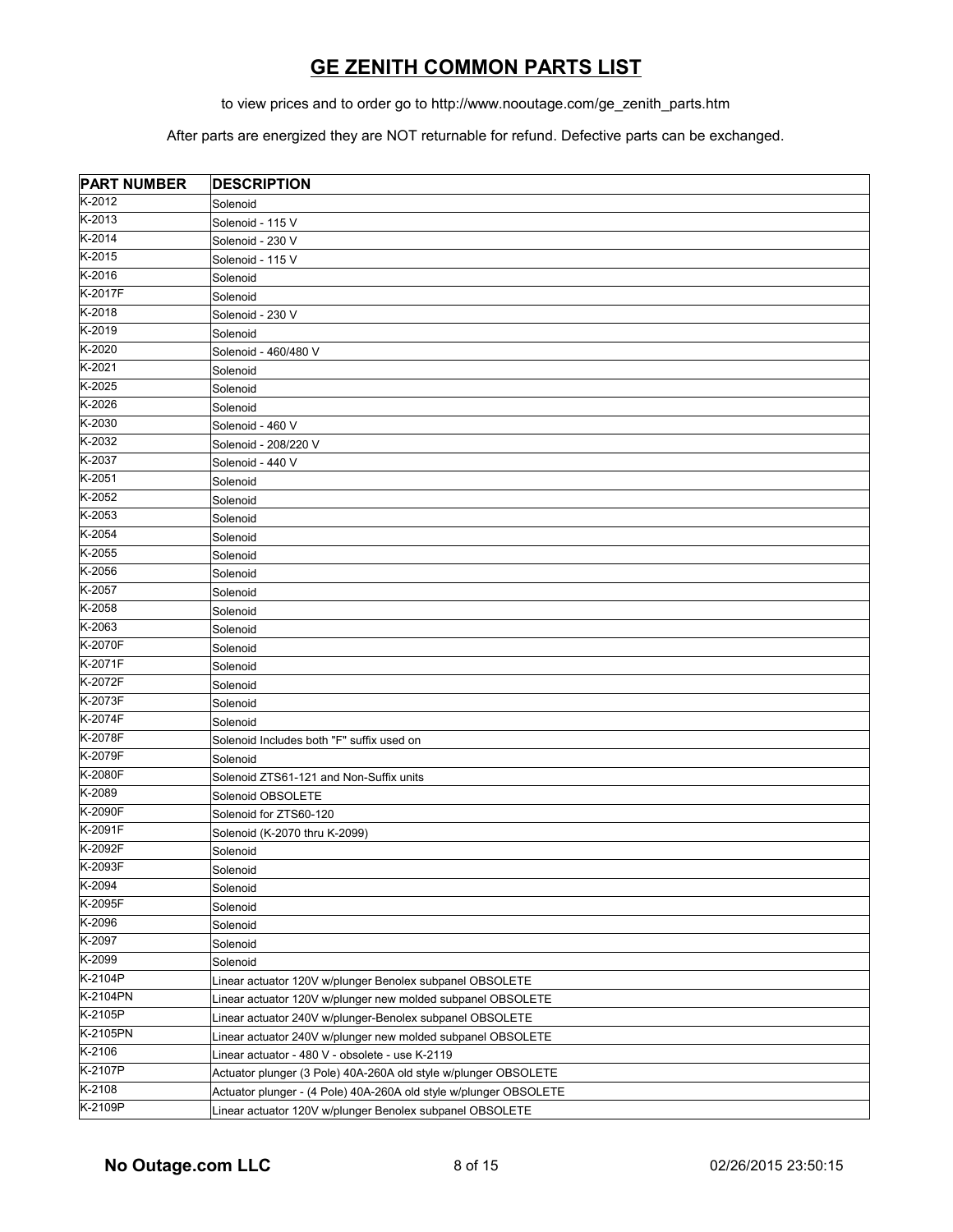# GE ZENITH COMMON PARTS LIST

to view prices and to order go to http://www.nooutage.com/ge_zenith_parts.htm

After parts are energized they are NOT returnable for refund. Defective parts can be exchanged.

| PART NUMBER | DESCRIPTION |
|---|---|
| K-2012 | Solenoid |
| K-2013 | Solenoid - 115 V |
| K-2014 | Solenoid - 230 V |
| K-2015 | Solenoid - 115 V |
| K-2016 | Solenoid |
| K-2017F | Solenoid |
| K-2018 | Solenoid - 230 V |
| K-2019 | Solenoid |
| K-2020 | Solenoid - 460/480 V |
| K-2021 | Solenoid |
| K-2025 | Solenoid |
| K-2026 | Solenoid |
| K-2030 | Solenoid - 460 V |
| K-2032 | Solenoid - 208/220 V |
| K-2037 | Solenoid - 440 V |
| K-2051 | Solenoid |
| K-2052 | Solenoid |
| K-2053 | Solenoid |
| K-2054 | Solenoid |
| K-2055 | Solenoid |
| K-2056 | Solenoid |
| K-2057 | Solenoid |
| K-2058 | Solenoid |
| K-2063 | Solenoid |
| K-2070F | Solenoid |
| K-2071F | Solenoid |
| K-2072F | Solenoid |
| K-2073F | Solenoid |
| K-2074F | Solenoid |
| K-2078F | Solenoid Includes both "F" suffix used on |
| K-2079F | Solenoid |
| K-2080F | Solenoid ZTS61-121 and Non-Suffix units |
| K-2089 | Solenoid OBSOLETE |
| K-2090F | Solenoid for ZTS60-120 |
| K-2091F | Solenoid (K-2070 thru K-2099) |
| K-2092F | Solenoid |
| K-2093F | Solenoid |
| K-2094 | Solenoid |
| K-2095F | Solenoid |
| K-2096 | Solenoid |
| K-2097 | Solenoid |
| K-2099 | Solenoid |
| K-2104P | Linear actuator 120V w/plunger Benolex subpanel OBSOLETE |
| K-2104PN | Linear actuator 120V w/plunger new molded subpanel OBSOLETE |
| K-2105P | Linear actuator 240V w/plunger-Benolex subpanel OBSOLETE |
| K-2105PN | Linear actuator 240V w/plunger new molded subpanel OBSOLETE |
| K-2106 | Linear actuator - 480 V - obsolete - use K-2119 |
| K-2107P | Actuator plunger (3 Pole) 40A-260A old style w/plunger OBSOLETE |
| K-2108 | Actuator plunger - (4 Pole) 40A-260A old style w/plunger OBSOLETE |
| K-2109P | Linear actuator 120V w/plunger Benolex subpanel OBSOLETE |

**No Outage.com LLC** 02/26/2015 23:50:15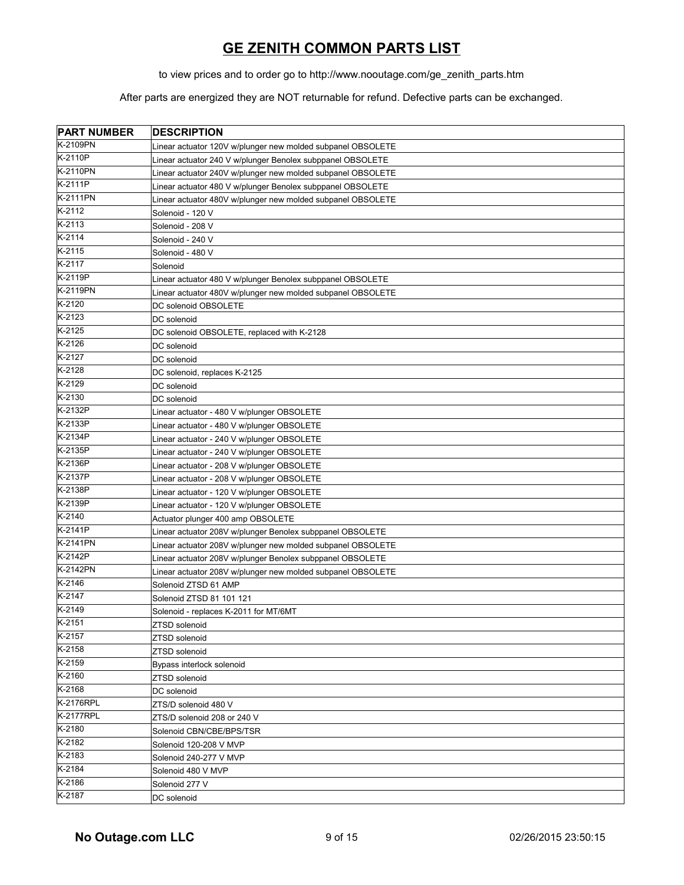# GE ZENITH COMMON PARTS LIST

to view prices and to order go to http://www.nooutage.com/ge_zenith_parts.htm

After parts are energized they are NOT returnable for refund. Defective parts can be exchanged.

| PART NUMBER | DESCRIPTION |
|---|---|
| K-2109PN | Linear actuator 120V w/plunger new molded subpanel OBSOLETE |
| K-2110P | Linear actuator 240 V w/plunger Benolex subppanel OBSOLETE |
| K-2110PN | Linear actuator 240V w/plunger new molded subpanel OBSOLETE |
| K-2111P | Linear actuator 480 V w/plunger Benolex subppanel OBSOLETE |
| K-2111PN | Linear actuator 480V w/plunger new molded subpanel OBSOLETE |
| K-2112 | Solenoid - 120 V |
| K-2113 | Solenoid - 208 V |
| K-2114 | Solenoid - 240 V |
| K-2115 | Solenoid - 480 V |
| K-2117 | Solenoid |
| K-2119P | Linear actuator 480 V w/plunger Benolex subppanel OBSOLETE |
| K-2119PN | Linear actuator 480V w/plunger new molded subpanel OBSOLETE |
| K-2120 | DC solenoid OBSOLETE |
| K-2123 | DC solenoid |
| K-2125 | DC solenoid OBSOLETE, replaced with K-2128 |
| K-2126 | DC solenoid |
| K-2127 | DC solenoid |
| K-2128 | DC solenoid, replaces K-2125 |
| K-2129 | DC solenoid |
| K-2130 | DC solenoid |
| K-2132P | Linear actuator - 480 V w/plunger OBSOLETE |
| K-2133P | Linear actuator - 480 V w/plunger OBSOLETE |
| K-2134P | Linear actuator - 240 V w/plunger OBSOLETE |
| K-2135P | Linear actuator - 240 V w/plunger OBSOLETE |
| K-2136P | Linear actuator - 208 V w/plunger OBSOLETE |
| K-2137P | Linear actuator - 208 V w/plunger OBSOLETE |
| K-2138P | Linear actuator - 120 V w/plunger OBSOLETE |
| K-2139P | Linear actuator - 120 V w/plunger OBSOLETE |
| K-2140 | Actuator plunger 400 amp OBSOLETE |
| K-2141P | Linear actuator 208V w/plunger Benolex subppanel OBSOLETE |
| K-2141PN | Linear actuator 208V w/plunger new molded subpanel OBSOLETE |
| K-2142P | Linear actuator 208V w/plunger Benolex subppanel OBSOLETE |
| K-2142PN | Linear actuator 208V w/plunger new molded subpanel OBSOLETE |
| K-2146 | Solenoid ZTSD 61 AMP |
| K-2147 | Solenoid ZTSD 81 101 121 |
| K-2149 | Solenoid - replaces K-2011 for MT/6MT |
| K-2151 | ZTSD solenoid |
| K-2157 | ZTSD solenoid |
| K-2158 | ZTSD solenoid |
| K-2159 | Bypass interlock solenoid |
| K-2160 | ZTSD solenoid |
| K-2168 | DC solenoid |
| K-2176RPL | ZTS/D solenoid 480 V |
| K-2177RPL | ZTS/D solenoid 208 or 240 V |
| K-2180 | Solenoid CBN/CBE/BPS/TSR |
| K-2182 | Solenoid 120-208 V MVP |
| K-2183 | Solenoid 240-277 V MVP |
| K-2184 | Solenoid 480 V MVP |
| K-2186 | Solenoid 277 V |
| K-2187 | DC solenoid |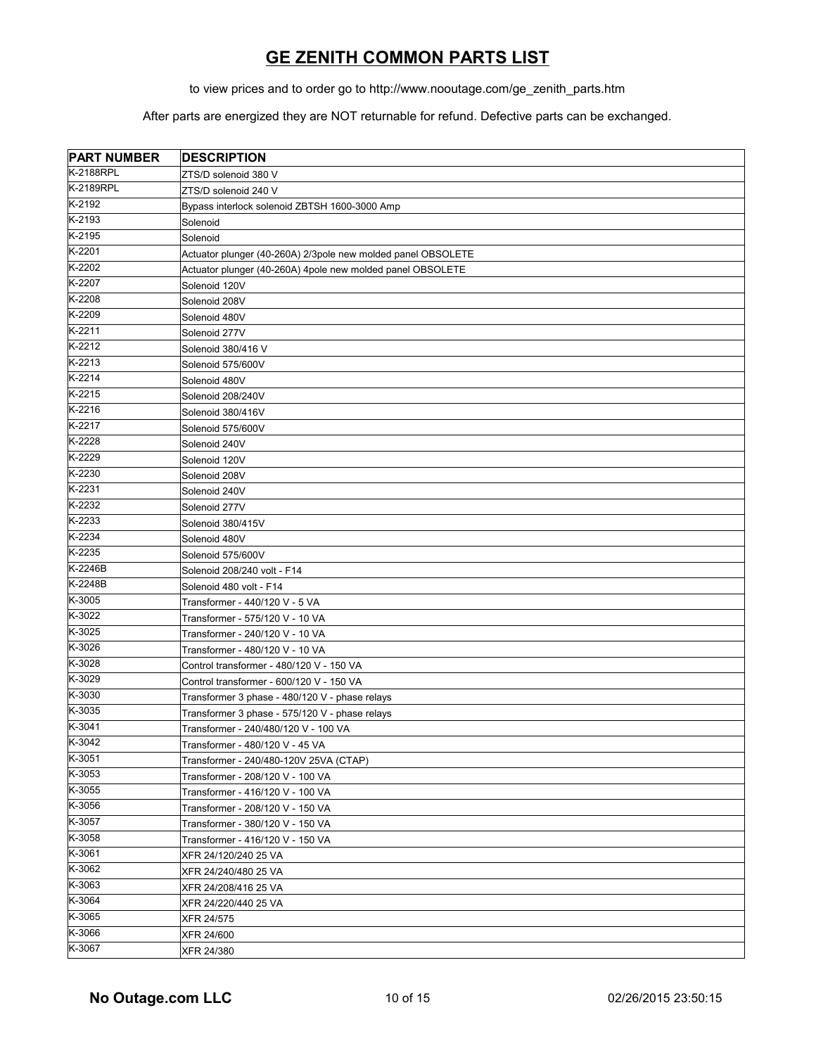# GE ZENITH COMMON PARTS LIST

to view prices and to order go to http://www.nooutage.com/ge_zenith_parts.htm

After parts are energized they are NOT returnable for refund. Defective parts can be exchanged.

| PART NUMBER | DESCRIPTION |
|---|---|
| K-2188RPL | ZTS/D solenoid 380 V |
| K-2189RPL | ZTS/D solenoid 240 V |
| K-2192 | Bypass interlock solenoid ZBTSH 1600-3000 Amp |
| K-2193 | Solenoid |
| K-2195 | Solenoid |
| K-2201 | Actuator plunger (40-260A) 2/3pole new molded panel OBSOLETE |
| K-2202 | Actuator plunger (40-260A) 4pole new molded panel OBSOLETE |
| K-2207 | Solenoid 120V |
| K-2208 | Solenoid 208V |
| K-2209 | Solenoid 480V |
| K-2211 | Solenoid 277V |
| K-2212 | Solenoid 380/416 V |
| K-2213 | Solenoid 575/600V |
| K-2214 | Solenoid 480V |
| K-2215 | Solenoid 208/240V |
| K-2216 | Solenoid 380/416V |
| K-2217 | Solenoid 575/600V |
| K-2228 | Solenoid 240V |
| K-2229 | Solenoid 120V |
| K-2230 | Solenoid 208V |
| K-2231 | Solenoid 240V |
| K-2232 | Solenoid 277V |
| K-2233 | Solenoid 380/415V |
| K-2234 | Solenoid 480V |
| K-2235 | Solenoid 575/600V |
| K-2246B | Solenoid 208/240 volt - F14 |
| K-2248B | Solenoid 480 volt - F14 |
| K-3005 | Transformer - 440/120 V - 5 VA |
| K-3022 | Transformer - 575/120 V - 10 VA |
| K-3025 | Transformer - 240/120 V - 10 VA |
| K-3026 | Transformer - 480/120 V - 10 VA |
| K-3028 | Control transformer - 480/120 V - 150 VA |
| K-3029 | Control transformer - 600/120 V - 150 VA |
| K-3030 | Transformer 3 phase - 480/120 V - phase relays |
| K-3035 | Transformer 3 phase - 575/120 V - phase relays |
| K-3041 | Transformer - 240/480/120 V - 100 VA |
| K-3042 | Transformer - 480/120 V - 45 VA |
| K-3051 | Transformer - 240/480-120V 25VA (CTAP) |
| K-3053 | Transformer - 208/120 V - 100 VA |
| K-3055 | Transformer - 416/120 V - 100 VA |
| K-3056 | Transformer - 208/120 V - 150 VA |
| K-3057 | Transformer - 380/120 V - 150 VA |
| K-3058 | Transformer - 416/120 V - 150 VA |
| K-3061 | XFR 24/120/240 25 VA |
| K-3062 | XFR 24/240/480 25 VA |
| K-3063 | XFR 24/208/416 25 VA |
| K-3064 | XFR 24/220/440 25 VA |
| K-3065 | XFR 24/575 |
| K-3066 | XFR 24/600 |
| K-3067 | XFR 24/380 |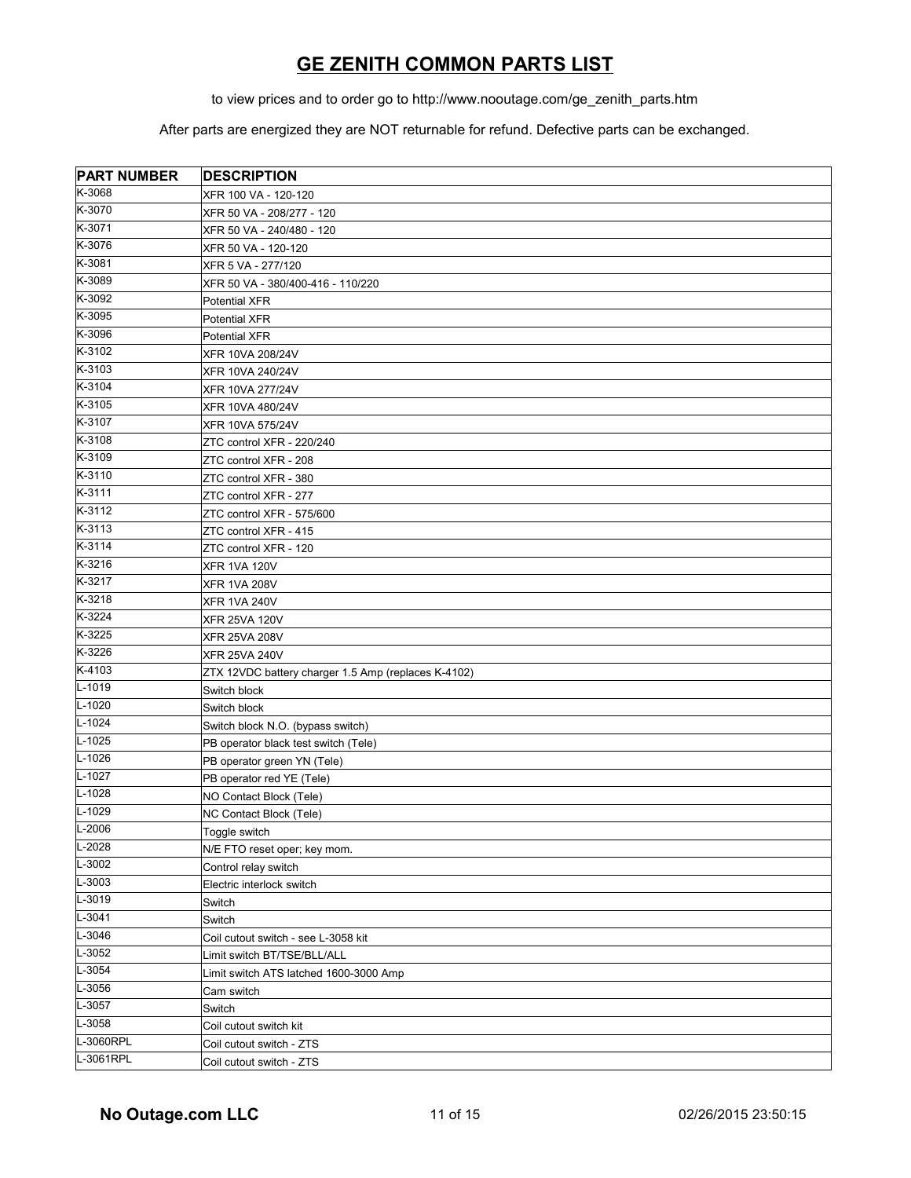# GE ZENITH COMMON PARTS LIST

to view prices and to order go to http://www.nooutage.com/ge_zenith_parts.htm

After parts are energized they are NOT returnable for refund. Defective parts can be exchanged.

| PART NUMBER | DESCRIPTION |
|---|---|
| K-3068 | XFR 100 VA - 120-120 |
| K-3070 | XFR 50 VA - 208/277 - 120 |
| K-3071 | XFR 50 VA - 240/480 - 120 |
| K-3076 | XFR 50 VA - 120-120 |
| K-3081 | XFR 5 VA - 277/120 |
| K-3089 | XFR 50 VA - 380/400-416 - 110/220 |
| K-3092 | Potential XFR |
| K-3095 | Potential XFR |
| K-3096 | Potential XFR |
| K-3102 | XFR 10VA 208/24V |
| K-3103 | XFR 10VA 240/24V |
| K-3104 | XFR 10VA 277/24V |
| K-3105 | XFR 10VA 480/24V |
| K-3107 | XFR 10VA 575/24V |
| K-3108 | ZTC control XFR - 220/240 |
| K-3109 | ZTC control XFR - 208 |
| K-3110 | ZTC control XFR - 380 |
| K-3111 | ZTC control XFR - 277 |
| K-3112 | ZTC control XFR - 575/600 |
| K-3113 | ZTC control XFR - 415 |
| K-3114 | ZTC control XFR - 120 |
| K-3216 | XFR 1VA 120V |
| K-3217 | XFR 1VA 208V |
| K-3218 | XFR 1VA 240V |
| K-3224 | XFR 25VA 120V |
| K-3225 | XFR 25VA 208V |
| K-3226 | XFR 25VA 240V |
| K-4103 | ZTX 12VDC battery charger 1.5 Amp (replaces K-4102) |
| L-1019 | Switch block |
| L-1020 | Switch block |
| L-1024 | Switch block N.O. (bypass switch) |
| L-1025 | PB operator black test switch (Tele) |
| L-1026 | PB operator green YN (Tele) |
| L-1027 | PB operator red YE (Tele) |
| L-1028 | NO Contact Block (Tele) |
| L-1029 | NC Contact Block (Tele) |
| L-2006 | Toggle switch |
| L-2028 | N/E FTO reset oper; key mom. |
| L-3002 | Control relay switch |
| L-3003 | Electric interlock switch |
| L-3019 | Switch |
| L-3041 | Switch |
| L-3046 | Coil cutout switch - see L-3058 kit |
| L-3052 | Limit switch BT/TSE/BLL/ALL |
| L-3054 | Limit switch ATS latched 1600-3000 Amp |
| L-3056 | Cam switch |
| L-3057 | Switch |
| L-3058 | Coil cutout switch kit |
| L-3060RPL | Coil cutout switch - ZTS |
| L-3061RPL | Coil cutout switch - ZTS |

**No Outage.com LLC** 02/26/2015 23:50:15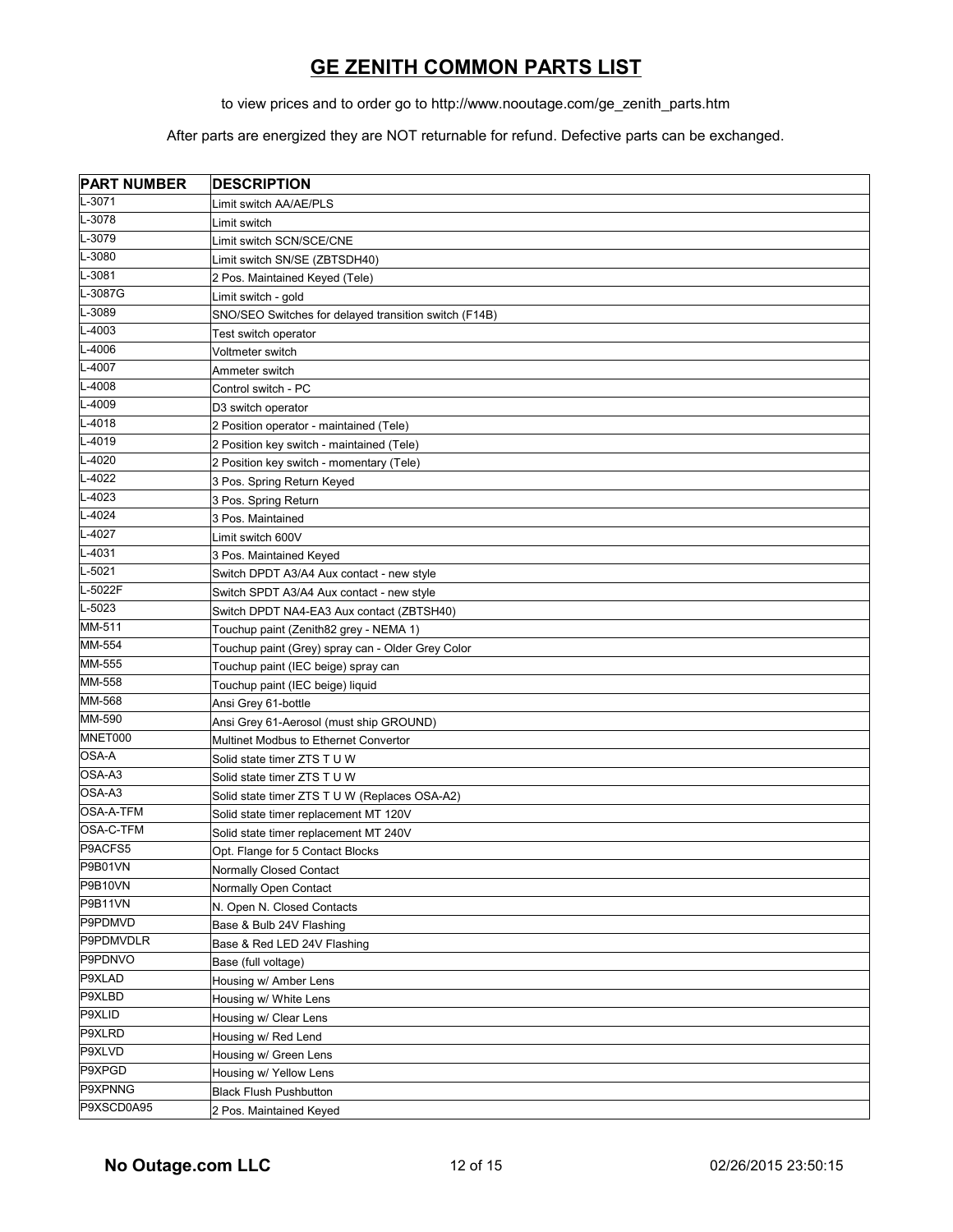# GE ZENITH COMMON PARTS LIST

to view prices and to order go to http://www.nooutage.com/ge_zenith_parts.htm

After parts are energized they are NOT returnable for refund. Defective parts can be exchanged.

| PART NUMBER | DESCRIPTION |
|---|---|
| L-3071 | Limit switch AA/AE/PLS |
| L-3078 | Limit switch |
| L-3079 | Limit switch SCN/SCE/CNE |
| L-3080 | Limit switch SN/SE (ZBTSDH40) |
| L-3081 | 2 Pos. Maintained Keyed (Tele) |
| L-3087G | Limit switch - gold |
| L-3089 | SNO/SEO Switches for delayed transition switch (F14B) |
| L-4003 | Test switch operator |
| L-4006 | Voltmeter switch |
| L-4007 | Ammeter switch |
| L-4008 | Control switch - PC |
| L-4009 | D3 switch operator |
| L-4018 | 2 Position operator - maintained (Tele) |
| L-4019 | 2 Position key switch - maintained (Tele) |
| L-4020 | 2 Position key switch - momentary (Tele) |
| L-4022 | 3 Pos. Spring Return Keyed |
| L-4023 | 3 Pos. Spring Return |
| L-4024 | 3 Pos. Maintained |
| L-4027 | Limit switch 600V |
| L-4031 | 3 Pos. Maintained Keyed |
| L-5021 | Switch DPDT A3/A4 Aux contact - new style |
| L-5022F | Switch SPDT A3/A4 Aux contact - new style |
| L-5023 | Switch DPDT NA4-EA3 Aux contact (ZBTSH40) |
| MM-511 | Touchup paint (Zenith82 grey - NEMA 1) |
| MM-554 | Touchup paint (Grey) spray can - Older Grey Color |
| MM-555 | Touchup paint (IEC beige) spray can |
| MM-558 | Touchup paint (IEC beige) liquid |
| MM-568 | Ansi Grey 61-bottle |
| MM-590 | Ansi Grey 61-Aerosol (must ship GROUND) |
| MNET000 | Multinet Modbus to Ethernet Convertor |
| OSA-A | Solid state timer ZTS T U W |
| OSA-A3 | Solid state timer ZTS T U W |
| OSA-A3 | Solid state timer ZTS T U W (Replaces OSA-A2) |
| OSA-A-TFM | Solid state timer replacement MT 120V |
| OSA-C-TFM | Solid state timer replacement MT 240V |
| P9ACFS5 | Opt. Flange for 5 Contact Blocks |
| P9B01VN | Normally Closed Contact |
| P9B10VN | Normally Open Contact |
| P9B11VN | N. Open N. Closed Contacts |
| P9PDMVD | Base & Bulb 24V Flashing |
| P9PDMVDLR | Base & Red LED 24V Flashing |
| P9PDNVO | Base (full voltage) |
| P9XLAD | Housing w/ Amber Lens |
| P9XLBD | Housing w/ White Lens |
| P9XLID | Housing w/ Clear Lens |
| P9XLRD | Housing w/ Red Lend |
| P9XLVD | Housing w/ Green Lens |
| P9XPGD | Housing w/ Yellow Lens |
| P9XPNNG | Black Flush Pushbutton |
| P9XSCD0A95 | 2 Pos. Maintained Keyed |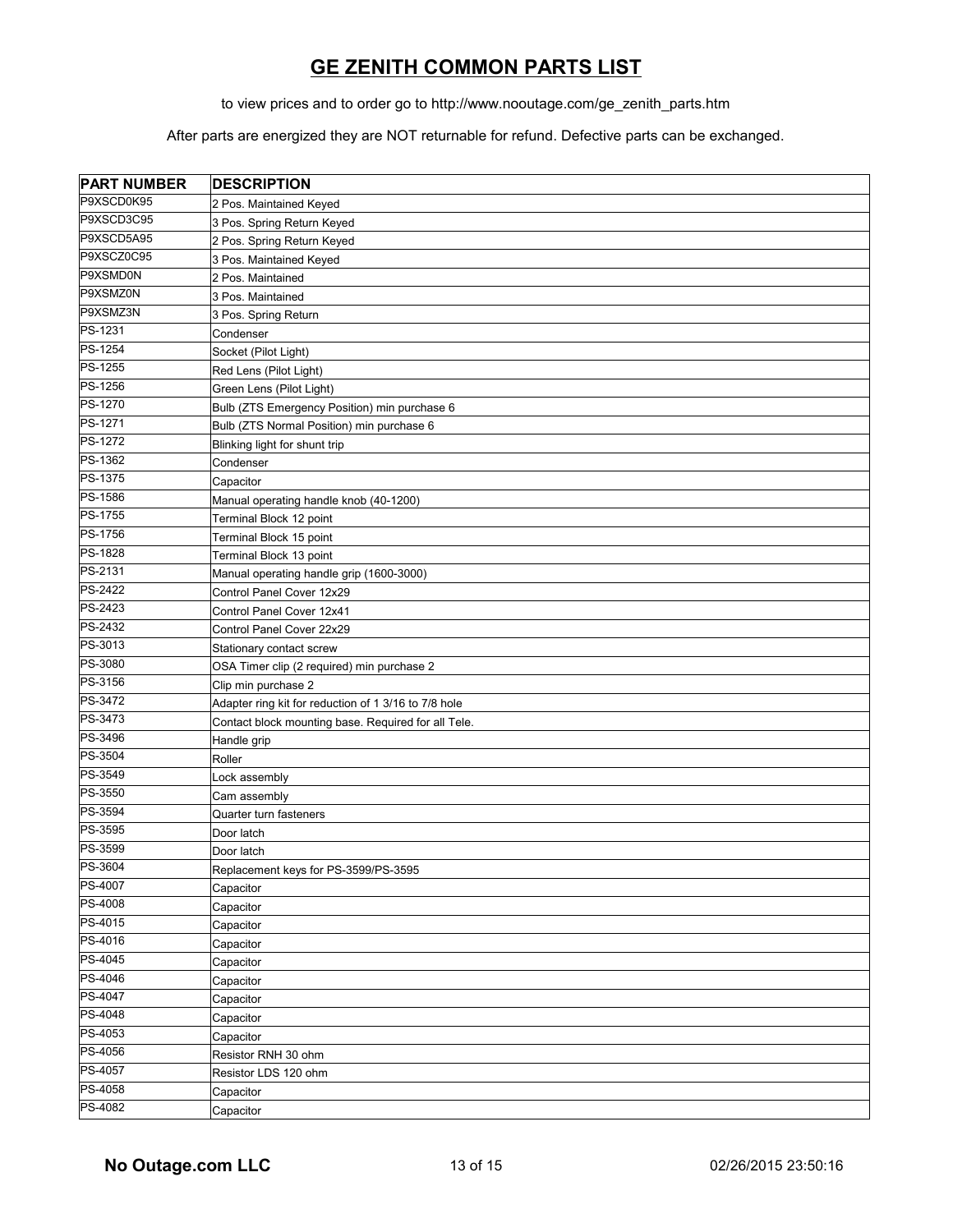# GE ZENITH COMMON PARTS LIST

to view prices and to order go to http://www.nooutage.com/ge_zenith_parts.htm

After parts are energized they are NOT returnable for refund. Defective parts can be exchanged.

| PART NUMBER | DESCRIPTION |
|---|---|
| P9XSCD0K95 | 2 Pos. Maintained Keyed |
| P9XSCD3C95 | 3 Pos. Spring Return Keyed |
| P9XSCD5A95 | 2 Pos. Spring Return Keyed |
| P9XSCZ0C95 | 3 Pos. Maintained Keyed |
| P9XSMD0N | 2 Pos. Maintained |
| P9XSMZ0N | 3 Pos. Maintained |
| P9XSMZ3N | 3 Pos. Spring Return |
| PS-1231 | Condenser |
| PS-1254 | Socket (Pilot Light) |
| PS-1255 | Red Lens (Pilot Light) |
| PS-1256 | Green Lens (Pilot Light) |
| PS-1270 | Bulb (ZTS Emergency Position) min purchase 6 |
| PS-1271 | Bulb (ZTS Normal Position) min purchase 6 |
| PS-1272 | Blinking light for shunt trip |
| PS-1362 | Condenser |
| PS-1375 | Capacitor |
| PS-1586 | Manual operating handle knob (40-1200) |
| PS-1755 | Terminal Block 12 point |
| PS-1756 | Terminal Block 15 point |
| PS-1828 | Terminal Block 13 point |
| PS-2131 | Manual operating handle grip (1600-3000) |
| PS-2422 | Control Panel Cover 12x29 |
| PS-2423 | Control Panel Cover 12x41 |
| PS-2432 | Control Panel Cover 22x29 |
| PS-3013 | Stationary contact screw |
| PS-3080 | OSA Timer clip (2 required) min purchase 2 |
| PS-3156 | Clip min purchase 2 |
| PS-3472 | Adapter ring kit for reduction of 1 3/16 to 7/8 hole |
| PS-3473 | Contact block mounting base. Required for all Tele. |
| PS-3496 | Handle grip |
| PS-3504 | Roller |
| PS-3549 | Lock assembly |
| PS-3550 | Cam assembly |
| PS-3594 | Quarter turn fasteners |
| PS-3595 | Door latch |
| PS-3599 | Door latch |
| PS-3604 | Replacement keys for PS-3599/PS-3595 |
| PS-4007 | Capacitor |
| PS-4008 | Capacitor |
| PS-4015 | Capacitor |
| PS-4016 | Capacitor |
| PS-4045 | Capacitor |
| PS-4046 | Capacitor |
| PS-4047 | Capacitor |
| PS-4048 | Capacitor |
| PS-4053 | Capacitor |
| PS-4056 | Resistor RNH 30 ohm |
| PS-4057 | Resistor LDS 120 ohm |
| PS-4058 | Capacitor |
| PS-4082 | Capacitor |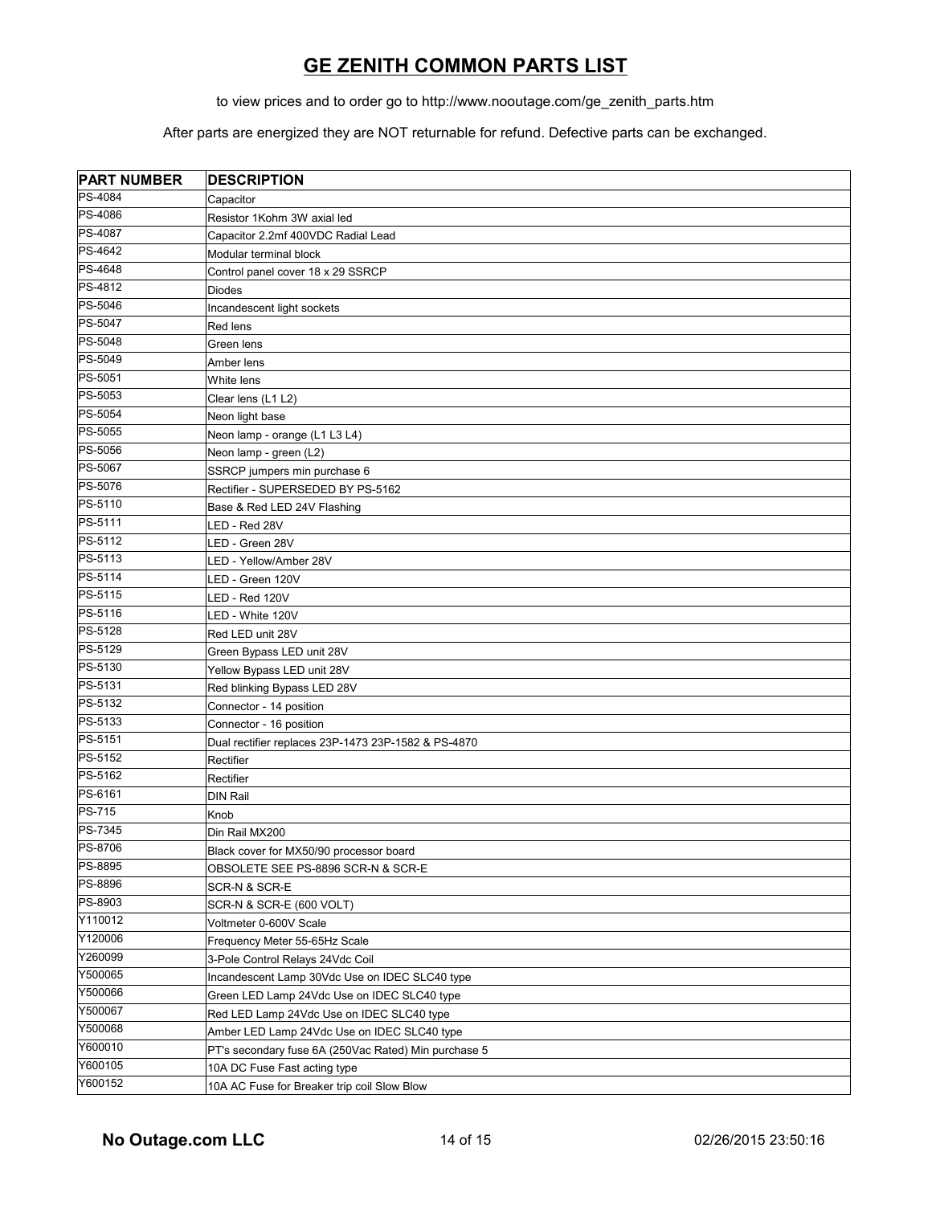# GE ZENITH COMMON PARTS LIST

to view prices and to order go to http://www.nooutage.com/ge_zenith_parts.htm

After parts are energized they are NOT returnable for refund. Defective parts can be exchanged.

| PART NUMBER | DESCRIPTION |
|---|---|
| PS-4084 | Capacitor |
| PS-4086 | Resistor 1Kohm 3W axial led |
| PS-4087 | Capacitor 2.2mf 400VDC Radial Lead |
| PS-4642 | Modular terminal block |
| PS-4648 | Control panel cover 18 x 29 SSRCP |
| PS-4812 | Diodes |
| PS-5046 | Incandescent light sockets |
| PS-5047 | Red lens |
| PS-5048 | Green lens |
| PS-5049 | Amber lens |
| PS-5051 | White lens |
| PS-5053 | Clear lens (L1 L2) |
| PS-5054 | Neon light base |
| PS-5055 | Neon lamp - orange (L1 L3 L4) |
| PS-5056 | Neon lamp - green (L2) |
| PS-5067 | SSRCP jumpers min purchase 6 |
| PS-5076 | Rectifier - SUPERSEDED BY PS-5162 |
| PS-5110 | Base & Red LED 24V Flashing |
| PS-5111 | LED - Red 28V |
| PS-5112 | LED - Green 28V |
| PS-5113 | LED - Yellow/Amber 28V |
| PS-5114 | LED - Green 120V |
| PS-5115 | LED - Red 120V |
| PS-5116 | LED - White 120V |
| PS-5128 | Red LED unit 28V |
| PS-5129 | Green Bypass LED unit 28V |
| PS-5130 | Yellow Bypass LED unit 28V |
| PS-5131 | Red blinking Bypass LED 28V |
| PS-5132 | Connector - 14 position |
| PS-5133 | Connector - 16 position |
| PS-5151 | Dual rectifier replaces 23P-1473 23P-1582 & PS-4870 |
| PS-5152 | Rectifier |
| PS-5162 | Rectifier |
| PS-6161 | DIN Rail |
| PS-715 | Knob |
| PS-7345 | Din Rail MX200 |
| PS-8706 | Black cover for MX50/90 processor board |
| PS-8895 | OBSOLETE SEE PS-8896 SCR-N & SCR-E |
| PS-8896 | SCR-N & SCR-E |
| PS-8903 | SCR-N & SCR-E (600 VOLT) |
| Y110012 | Voltmeter 0-600V Scale |
| Y120006 | Frequency Meter 55-65Hz Scale |
| Y260099 | 3-Pole Control Relays 24Vdc Coil |
| Y500065 | Incandescent Lamp 30Vdc Use on IDEC SLC40 type |
| Y500066 | Green LED Lamp 24Vdc Use on IDEC SLC40 type |
| Y500067 | Red LED Lamp 24Vdc Use on IDEC SLC40 type |
| Y500068 | Amber LED Lamp 24Vdc Use on IDEC SLC40 type |
| Y600010 | PT's secondary fuse 6A (250Vac Rated) Min purchase 5 |
| Y600105 | 10A DC Fuse Fast acting type |
| Y600152 | 10A AC Fuse for Breaker trip coil Slow Blow |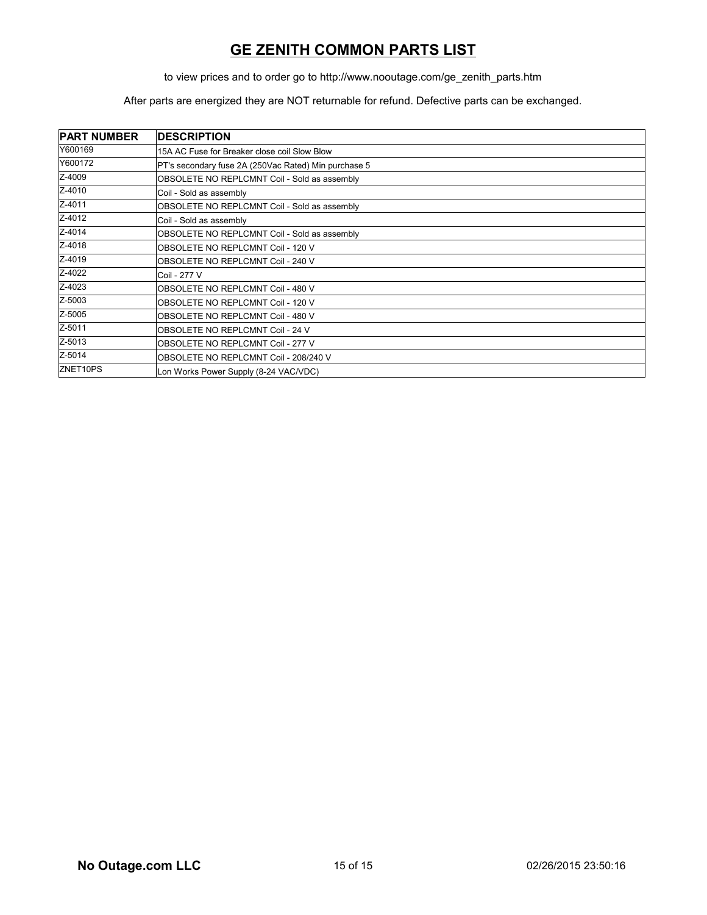# GE ZENITH COMMON PARTS LIST

to view prices and to order go to http://www.nooutage.com/ge_zenith_parts.htm

After parts are energized they are NOT returnable for refund. Defective parts can be exchanged.

| PART NUMBER | DESCRIPTION |
|---|---|
| Y600169 | 15A AC Fuse for Breaker close coil Slow Blow |
| Y600172 | PT's secondary fuse 2A (250Vac Rated) Min purchase 5 |
| Z-4009 | OBSOLETE NO REPLCMNT Coil - Sold as assembly |
| Z-4010 | Coil - Sold as assembly |
| Z-4011 | OBSOLETE NO REPLCMNT Coil - Sold as assembly |
| Z-4012 | Coil - Sold as assembly |
| Z-4014 | OBSOLETE NO REPLCMNT Coil - Sold as assembly |
| Z-4018 | OBSOLETE NO REPLCMNT Coil - 120 V |
| Z-4019 | OBSOLETE NO REPLCMNT Coil - 240 V |
| Z-4022 | Coil - 277 V |
| Z-4023 | OBSOLETE NO REPLCMNT Coil - 480 V |
| Z-5003 | OBSOLETE NO REPLCMNT Coil - 120 V |
| Z-5005 | OBSOLETE NO REPLCMNT Coil - 480 V |
| Z-5011 | OBSOLETE NO REPLCMNT Coil - 24 V |
| Z-5013 | OBSOLETE NO REPLCMNT Coil - 277 V |
| Z-5014 | OBSOLETE NO REPLCMNT Coil - 208/240 V |
| ZNET10PS | Lon Works Power Supply (8-24 VAC/VDC) |

**No Outage.com LLC** 02/26/2015 23:50:16